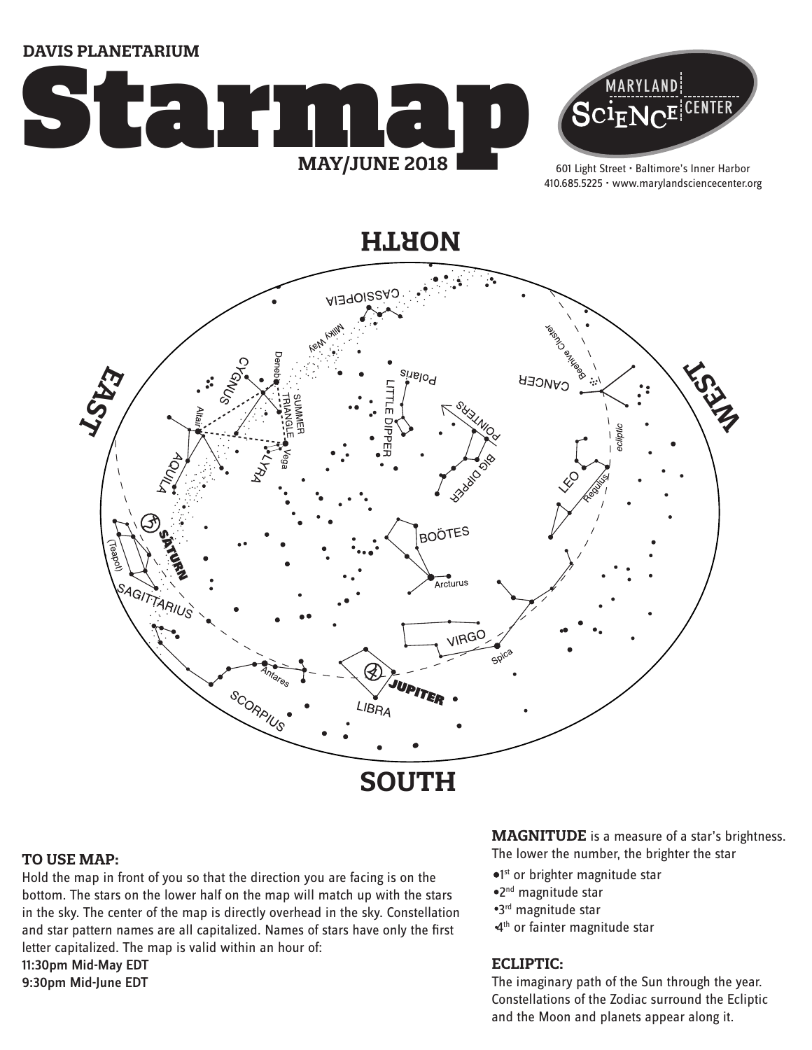DAVIS PLANETARIUM

# Starmap

**MAY/JUNE 2018**

MARYLAND SCIENCE CENTER

601 Light Street • Baltimore's Inner Harbor
410.685.5225 • www.marylandsciencecenter.org

NORTH

EAST

WEST

SOUTH

CASSIOPEIA, Milky Way, CYGNUS, Deneb, SUMMER TRIANGLE, Altair, Vega, LYRA, AQUILA, SATURN, (Teapot), SAGITTARIUS, Polaris, LITTLE DIPPER, POINTERS, BIG DIPPER, Beehive Cluster, CANCER, ecliptic, LEO, Regulus, BOÖTES, Arcturus, VIRGO, Spica, JUPITER, LIBRA, Antares, SCORPIUS

### TO USE MAP:

Hold the map in front of you so that the direction you are facing is on the bottom. The stars on the lower half on the map will match up with the stars in the sky. The center of the map is directly overhead in the sky. Constellation and star pattern names are all capitalized. Names of stars have only the first letter capitalized. The map is valid within an hour of:

11:30pm Mid-May EDT
9:30pm Mid-June EDT

**MAGNITUDE** is a measure of a star's brightness. The lower the number, the brighter the star

- 1st or brighter magnitude star
- 2nd magnitude star
- 3rd magnitude star
- 4th or fainter magnitude star

### ECLIPTIC:

The imaginary path of the Sun through the year. Constellations of the Zodiac surround the Ecliptic and the Moon and planets appear along it.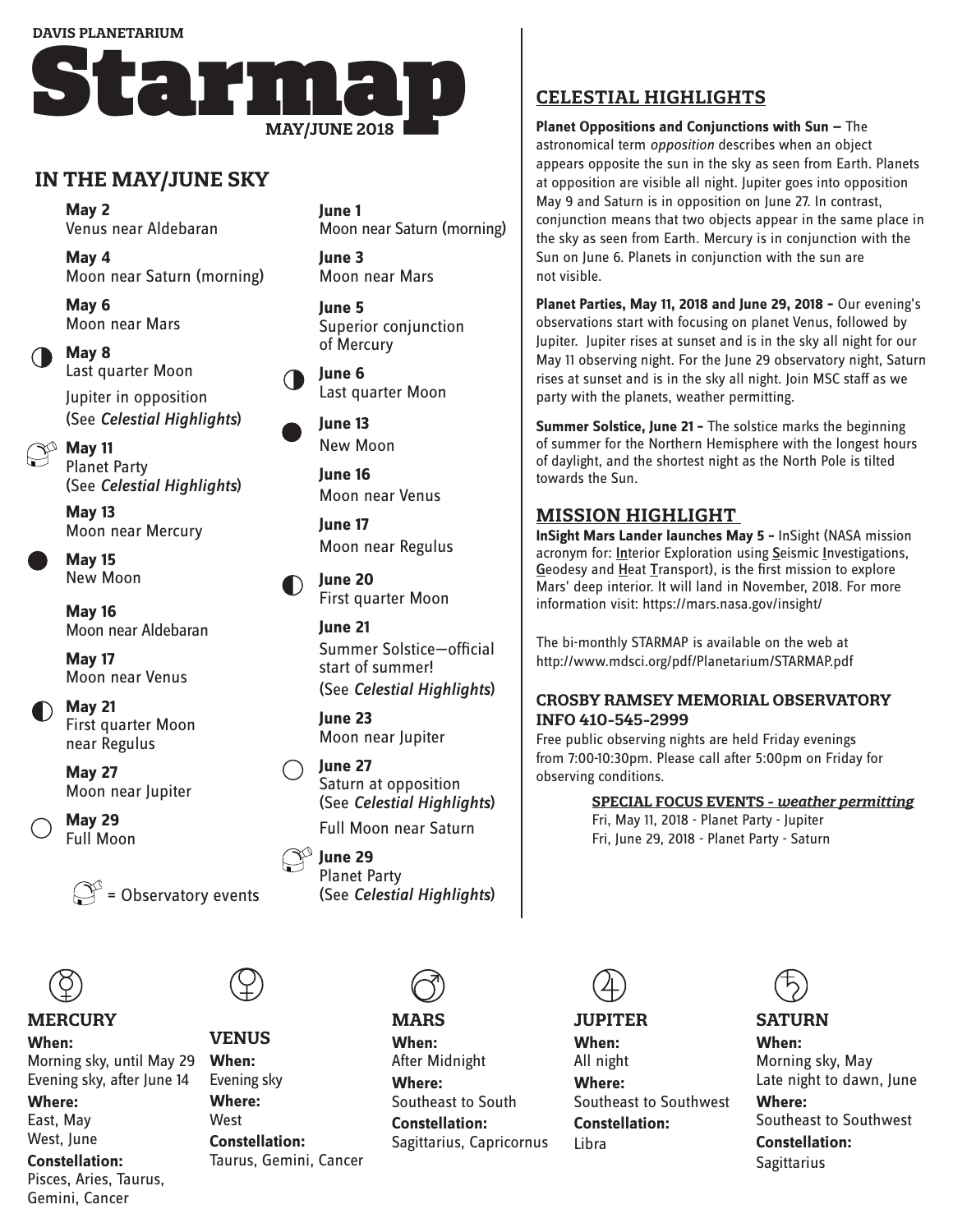DAVIS PLANETARIUM

# Starmap

**MAY/JUNE 2018**

## IN THE MAY/JUNE SKY

**May 2**
Venus near Aldebaran

**May 4**
Moon near Saturn (morning)

**May 6**
Moon near Mars

**May 8**
Last quarter Moon

Jupiter in opposition (See *Celestial Highlights*)

**May 11**
Planet Party (See *Celestial Highlights*)

**May 13**
Moon near Mercury

**May 15**
New Moon

**May 16**
Moon near Aldebaran

**May 17**
Moon near Venus

**May 21**
First quarter Moon near Regulus

**May 27**
Moon near Jupiter

**May 29**
Full Moon

**June 1**
Moon near Saturn (morning)

**June 3**
Moon near Mars

**June 5**
Superior conjunction of Mercury

**June 6**
Last quarter Moon

**June 13**
New Moon

**June 16**
Moon near Venus

**June 17**
Moon near Regulus

**June 20**
First quarter Moon

**June 21**
Summer Solstice—official start of summer! (See *Celestial Highlights*)

**June 23**
Moon near Jupiter

**June 27**
Saturn at opposition (See *Celestial Highlights*)

Full Moon near Saturn

**June 29**
Planet Party (See *Celestial Highlights*)

= Observatory events

## CELESTIAL HIGHLIGHTS

**Planet Oppositions and Conjunctions with Sun –** The astronomical term *opposition* describes when an object appears opposite the sun in the sky as seen from Earth. Planets at opposition are visible all night. Jupiter goes into opposition May 9 and Saturn is in opposition on June 27. In contrast, conjunction means that two objects appear in the same place in the sky as seen from Earth. Mercury is in conjunction with the Sun on June 6. Planets in conjunction with the sun are not visible.

**Planet Parties, May 11, 2018 and June 29, 2018 –** Our evening's observations start with focusing on planet Venus, followed by Jupiter. Jupiter rises at sunset and is in the sky all night for our May 11 observing night. For the June 29 observatory night, Saturn rises at sunset and is in the sky all night. Join MSC staff as we party with the planets, weather permitting.

**Summer Solstice, June 21 –** The solstice marks the beginning of summer for the Northern Hemisphere with the longest hours of daylight, and the shortest night as the North Pole is tilted towards the Sun.

## MISSION HIGHLIGHT

**InSight Mars Lander launches May 5 –** InSight (NASA mission acronym for: Interior Exploration using Seismic Investigations, Geodesy and Heat Transport), is the first mission to explore Mars' deep interior. It will land in November, 2018. For more information visit: https://mars.nasa.gov/insight/

The bi-monthly STARMAP is available on the web at http://www.mdsci.org/pdf/Planetarium/STARMAP.pdf

### CROSBY RAMSEY MEMORIAL OBSERVATORY INFO 410-545-2999

Free public observing nights are held Friday evenings from 7:00-10:30pm. Please call after 5:00pm on Friday for observing conditions.

**SPECIAL FOCUS EVENTS - *weather permitting***
Fri, May 11, 2018 - Planet Party - Jupiter
Fri, June 29, 2018 - Planet Party - Saturn

### MERCURY

**When:**
Morning sky, until May 29
Evening sky, after June 14

**Where:**
East, May
West, June

**Constellation:**
Pisces, Aries, Taurus, Gemini, Cancer

### VENUS

**When:**
Evening sky

**Where:**
West

**Constellation:**
Taurus, Gemini, Cancer

### MARS

**When:**
After Midnight

**Where:**
Southeast to South

**Constellation:**
Sagittarius, Capricornus

### JUPITER

**When:**
All night

**Where:**
Southeast to Southwest

**Constellation:**
Libra

### SATURN

**When:**
Morning sky, May
Late night to dawn, June

**Where:**
Southeast to Southwest

**Constellation:**
Sagittarius